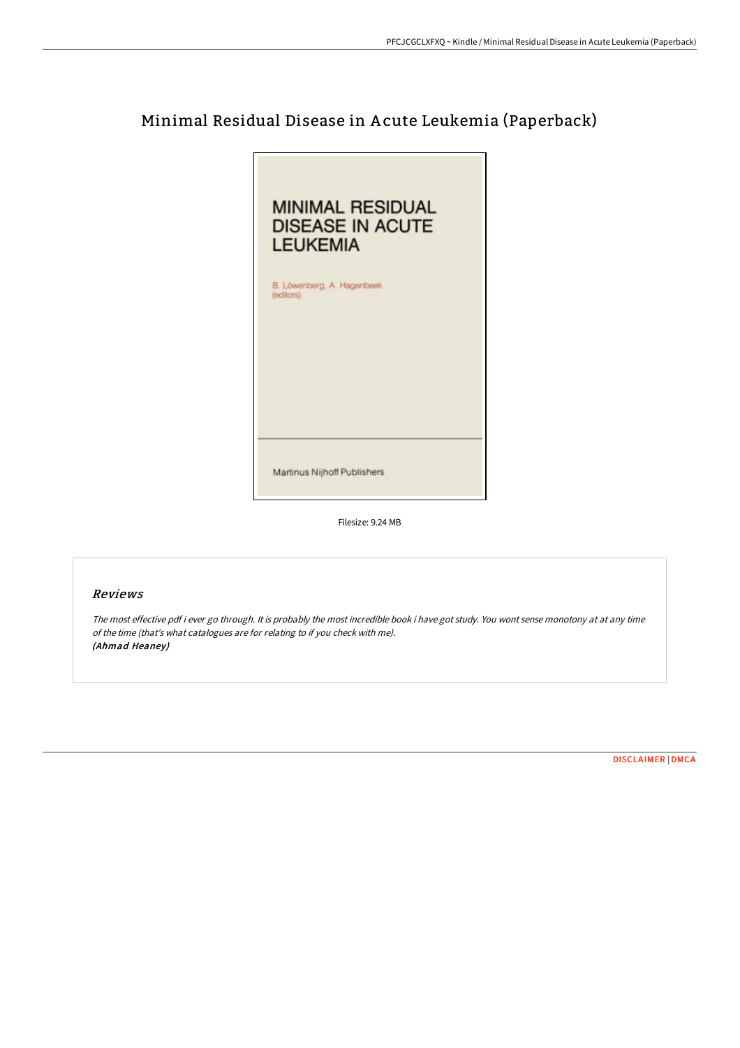# Minimal Residual Disease in Acute Leukemia (Paperback)

MINIMAL RESIDUAL DISEASE IN ACUTE LEUKEMIA

B. Löwenberg, A. Hagenbeek (editors)

Martinus Nijhoff Publishers

Filesize: 9.24 MB

## Reviews

*The most effective pdf i ever go through. It is probably the most incredible book i have got study. You wont sense monotony at at any time of the time (that's what catalogues are for relating to if you check with me).*
***(Ahmad Heaney)***

DISCLAIMER | DMCA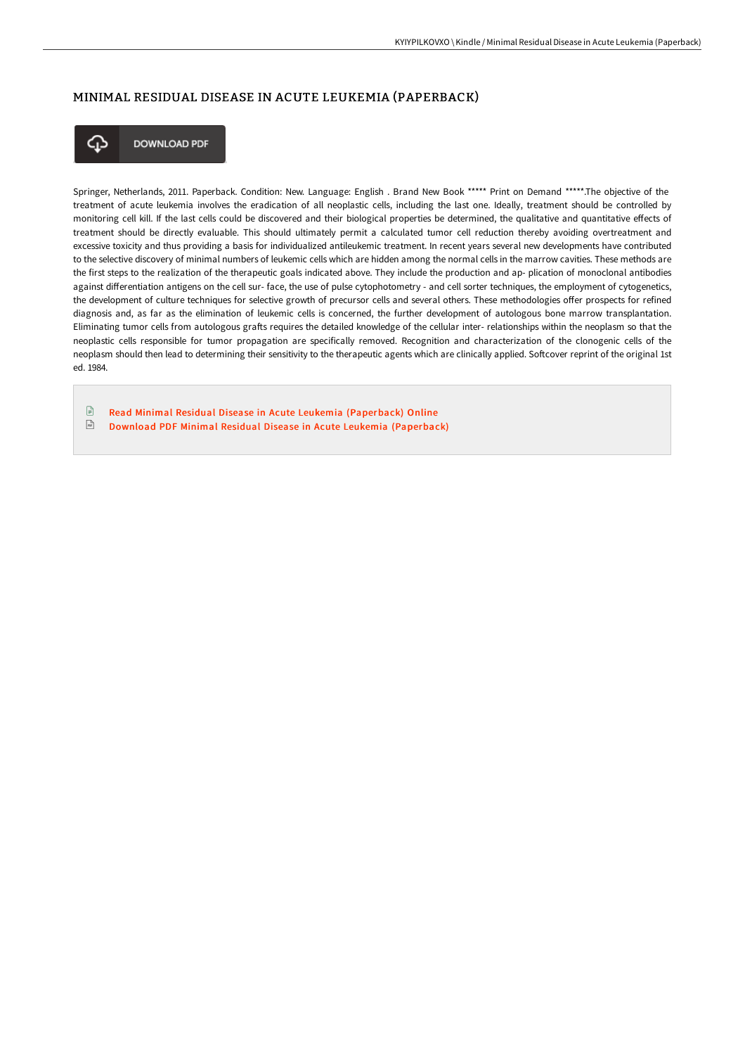# MINIMAL RESIDUAL DISEASE IN ACUTE LEUKEMIA (PAPERBACK)

DOWNLOAD PDF

Springer, Netherlands, 2011. Paperback. Condition: New. Language: English . Brand New Book ***** Print on Demand *****.The objective of the treatment of acute leukemia involves the eradication of all neoplastic cells, including the last one. Ideally, treatment should be controlled by monitoring cell kill. If the last cells could be discovered and their biological properties be determined, the qualitative and quantitative effects of treatment should be directly evaluable. This should ultimately permit a calculated tumor cell reduction thereby avoiding overtreatment and excessive toxicity and thus providing a basis for individualized antileukemic treatment. In recent years several new developments have contributed to the selective discovery of minimal numbers of leukemic cells which are hidden among the normal cells in the marrow cavities. These methods are the first steps to the realization of the therapeutic goals indicated above. They include the production and ap- plication of monoclonal antibodies against differentiation antigens on the cell sur- face, the use of pulse cytophotometry - and cell sorter techniques, the employment of cytogenetics, the development of culture techniques for selective growth of precursor cells and several others. These methodologies offer prospects for refined diagnosis and, as far as the elimination of leukemic cells is concerned, the further development of autologous bone marrow transplantation. Eliminating tumor cells from autologous grafts requires the detailed knowledge of the cellular inter- relationships within the neoplasm so that the neoplastic cells responsible for tumor propagation are specifically removed. Recognition and characterization of the clonogenic cells of the neoplasm should then lead to determining their sensitivity to the therapeutic agents which are clinically applied. Softcover reprint of the original 1st ed. 1984.

- Read Minimal Residual Disease in Acute Leukemia (Paperback) Online
- Download PDF Minimal Residual Disease in Acute Leukemia (Paperback)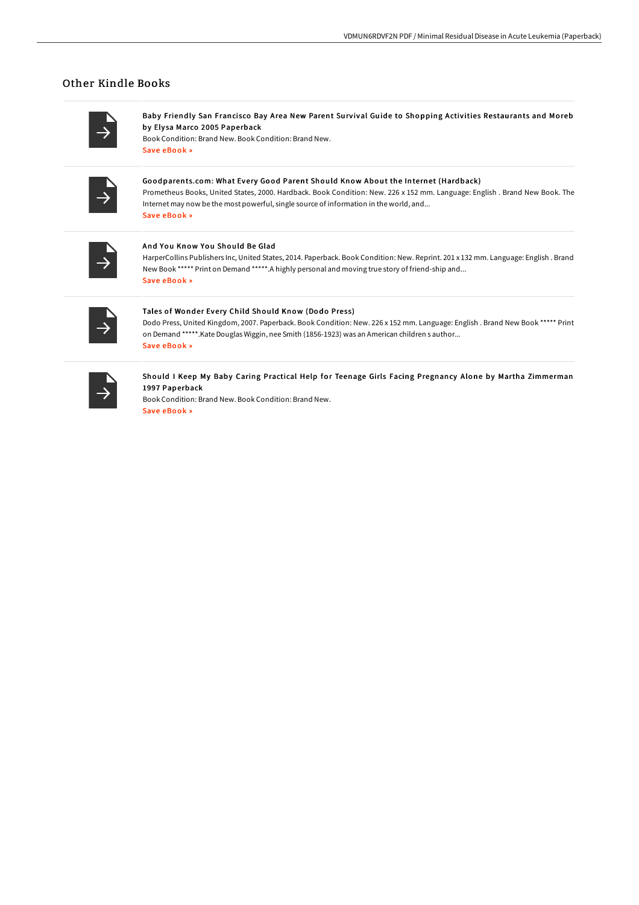## Other Kindle Books

**Baby Friendly San Francisco Bay Area New Parent Survival Guide to Shopping Activities Restaurants and Moreb by Elysa Marco 2005 Paperback**
Book Condition: Brand New. Book Condition: Brand New.
Save eBook »

**Goodparents.com: What Every Good Parent Should Know About the Internet (Hardback)**
Prometheus Books, United States, 2000. Hardback. Book Condition: New. 226 x 152 mm. Language: English . Brand New Book. The Internet may now be the most powerful, single source of information in the world, and...
Save eBook »

**And You Know You Should Be Glad**
HarperCollins Publishers Inc, United States, 2014. Paperback. Book Condition: New. Reprint. 201 x 132 mm. Language: English . Brand New Book ***** Print on Demand *****.A highly personal and moving true story of friend-ship and...
Save eBook »

**Tales of Wonder Every Child Should Know (Dodo Press)**
Dodo Press, United Kingdom, 2007. Paperback. Book Condition: New. 226 x 152 mm. Language: English . Brand New Book ***** Print on Demand *****.Kate Douglas Wiggin, nee Smith (1856-1923) was an American children s author...
Save eBook »

**Should I Keep My Baby Caring Practical Help for Teenage Girls Facing Pregnancy Alone by Martha Zimmerman 1997 Paperback**
Book Condition: Brand New. Book Condition: Brand New.
Save eBook »